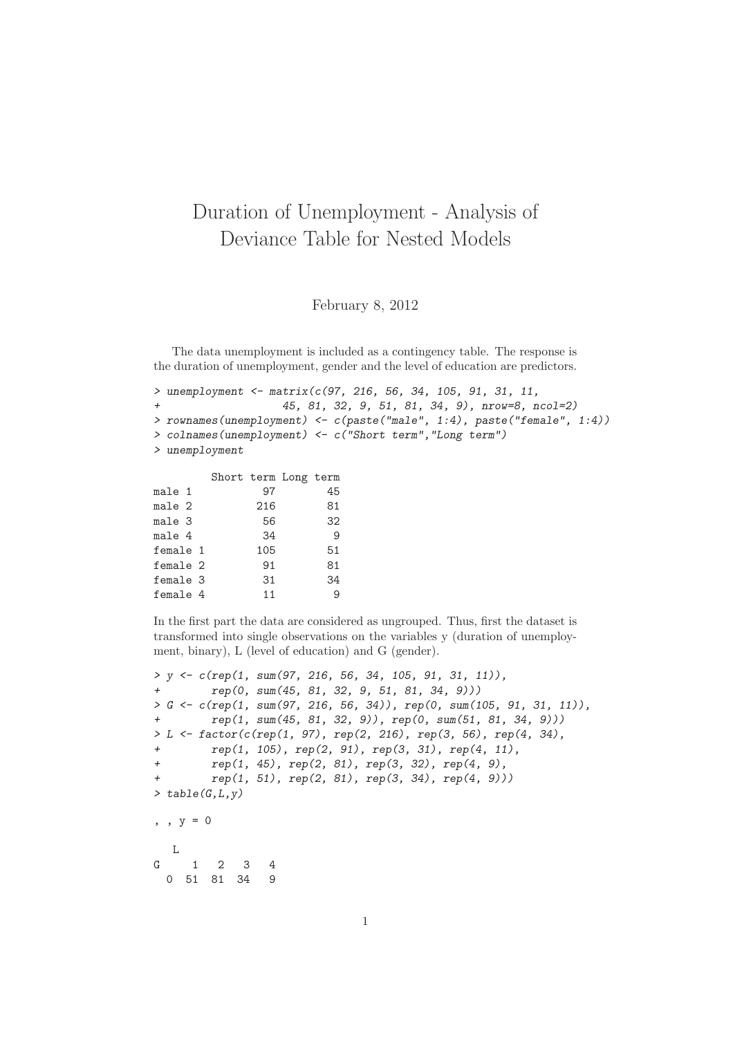# Duration of Unemployment - Analysis of Deviance Table for Nested Models

February 8, 2012

The data unemployment is included as a contingency table. The response is the duration of unemployment, gender and the level of education are predictors.

```
> unemployment <- matrix(c(97, 216, 56, 34, 105, 91, 31, 11,
+                   45, 81, 32, 9, 51, 81, 34, 9), nrow=8, ncol=2)
> rownames(unemployment) <- c(paste("male", 1:4), paste("female", 1:4))
> colnames(unemployment) <- c("Short term","Long term")
> unemployment

         Short term Long term
male 1           97        45
male 2          216        81
male 3           56        32
male 4           34         9
female 1        105        51
female 2         91        81
female 3         31        34
female 4         11         9
```

In the first part the data are considered as ungrouped. Thus, first the dataset is transformed into single observations on the variables y (duration of unemployment, binary), L (level of education) and G (gender).

```
> y <- c(rep(1, sum(97, 216, 56, 34, 105, 91, 31, 11)),
+        rep(0, sum(45, 81, 32, 9, 51, 81, 34, 9)))
> G <- c(rep(1, sum(97, 216, 56, 34)), rep(0, sum(105, 91, 31, 11)),
+        rep(1, sum(45, 81, 32, 9)), rep(0, sum(51, 81, 34, 9)))
> L <- factor(c(rep(1, 97), rep(2, 216), rep(3, 56), rep(4, 34),
+        rep(1, 105), rep(2, 91), rep(3, 31), rep(4, 11),
+        rep(1, 45), rep(2, 81), rep(3, 32), rep(4, 9),
+        rep(1, 51), rep(2, 81), rep(3, 34), rep(4, 9)))
> table(G,L,y)

, , y = 0

   L
G    1  2  3  4
  0 51 81 34  9
```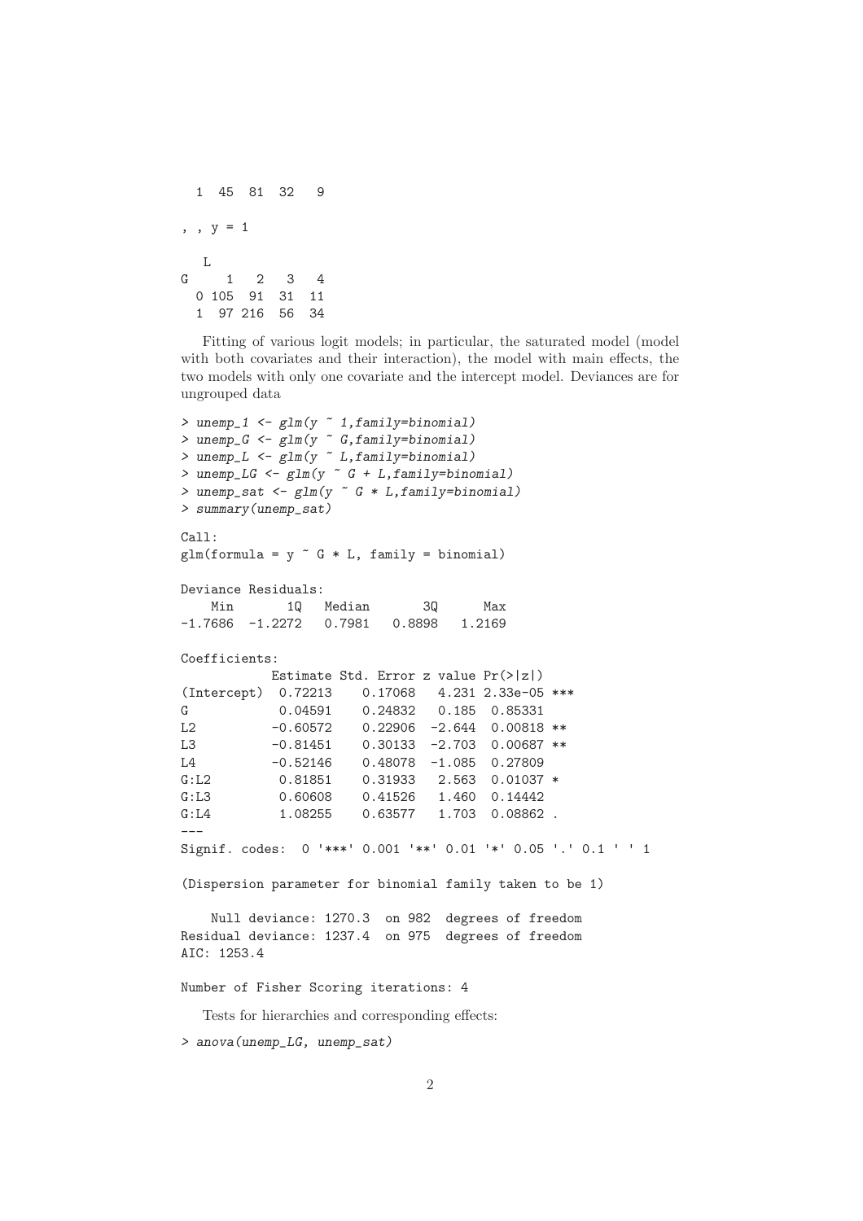```
  1  45  81  32   9

, , y = 1

   L
G     1   2   3   4
  0 105  91  31  11
  1  97 216  56  34
```

Fitting of various logit models; in particular, the saturated model (model with both covariates and their interaction), the model with main effects, the two models with only one covariate and the intercept model. Deviances are for ungrouped data

```
> unemp_1 <- glm(y ~ 1,family=binomial)
> unemp_G <- glm(y ~ G,family=binomial)
> unemp_L <- glm(y ~ L,family=binomial)
> unemp_LG <- glm(y ~ G + L,family=binomial)
> unemp_sat <- glm(y ~ G * L,family=binomial)
> summary(unemp_sat)

Call:
glm(formula = y ~ G * L, family = binomial)

Deviance Residuals:
    Min       1Q   Median       3Q      Max
-1.7686  -1.2272   0.7981   0.8898   1.2169

Coefficients:
            Estimate Std. Error z value Pr(>|z|)
(Intercept)  0.72213    0.17068   4.231 2.33e-05 ***
G            0.04591    0.24832   0.185  0.85331
L2          -0.60572    0.22906  -2.644  0.00818 **
L3          -0.81451    0.30133  -2.703  0.00687 **
L4          -0.52146    0.48078  -1.085  0.27809
G:L2         0.81851    0.31933   2.563  0.01037 *
G:L3         0.60608    0.41526   1.460  0.14442
G:L4         1.08255    0.63577   1.703  0.08862 .
---
Signif. codes:  0 '***' 0.001 '**' 0.01 '*' 0.05 '.' 0.1 ' ' 1

(Dispersion parameter for binomial family taken to be 1)

    Null deviance: 1270.3  on 982  degrees of freedom
Residual deviance: 1237.4  on 975  degrees of freedom
AIC: 1253.4

Number of Fisher Scoring iterations: 4
```

Tests for hierarchies and corresponding effects:

```
> anova(unemp_LG, unemp_sat)
```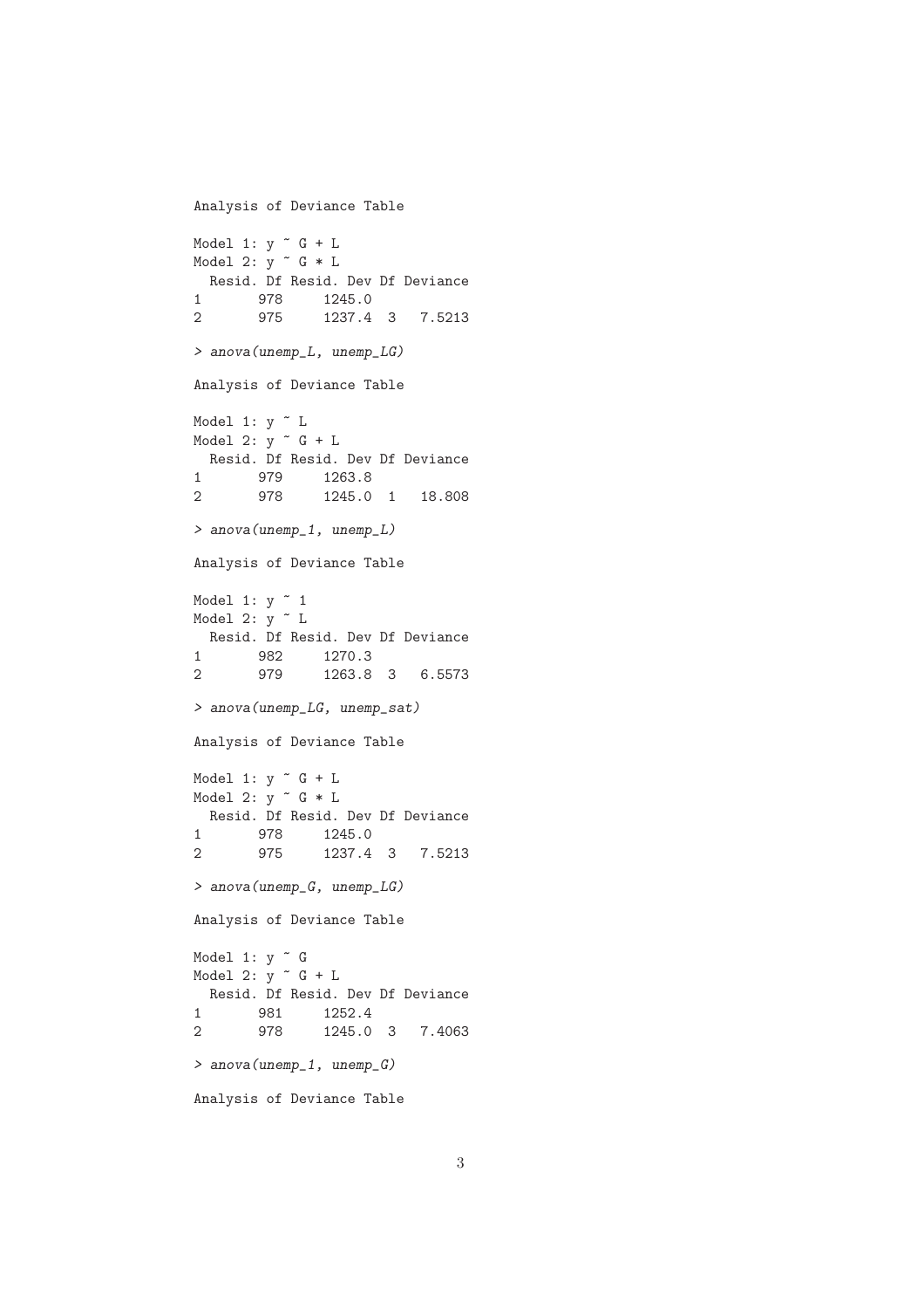```
Analysis of Deviance Table

Model 1: y ~ G + L
Model 2: y ~ G * L
  Resid. Df Resid. Dev Df Deviance
1       978     1245.0
2       975     1237.4  3   7.5213

> anova(unemp_L, unemp_LG)

Analysis of Deviance Table

Model 1: y ~ L
Model 2: y ~ G + L
  Resid. Df Resid. Dev Df Deviance
1       979     1263.8
2       978     1245.0  1   18.808

> anova(unemp_1, unemp_L)

Analysis of Deviance Table

Model 1: y ~ 1
Model 2: y ~ L
  Resid. Df Resid. Dev Df Deviance
1       982     1270.3
2       979     1263.8  3   6.5573

> anova(unemp_LG, unemp_sat)

Analysis of Deviance Table

Model 1: y ~ G + L
Model 2: y ~ G * L
  Resid. Df Resid. Dev Df Deviance
1       978     1245.0
2       975     1237.4  3   7.5213

> anova(unemp_G, unemp_LG)

Analysis of Deviance Table

Model 1: y ~ G
Model 2: y ~ G + L
  Resid. Df Resid. Dev Df Deviance
1       981     1252.4
2       978     1245.0  3   7.4063

> anova(unemp_1, unemp_G)

Analysis of Deviance Table
```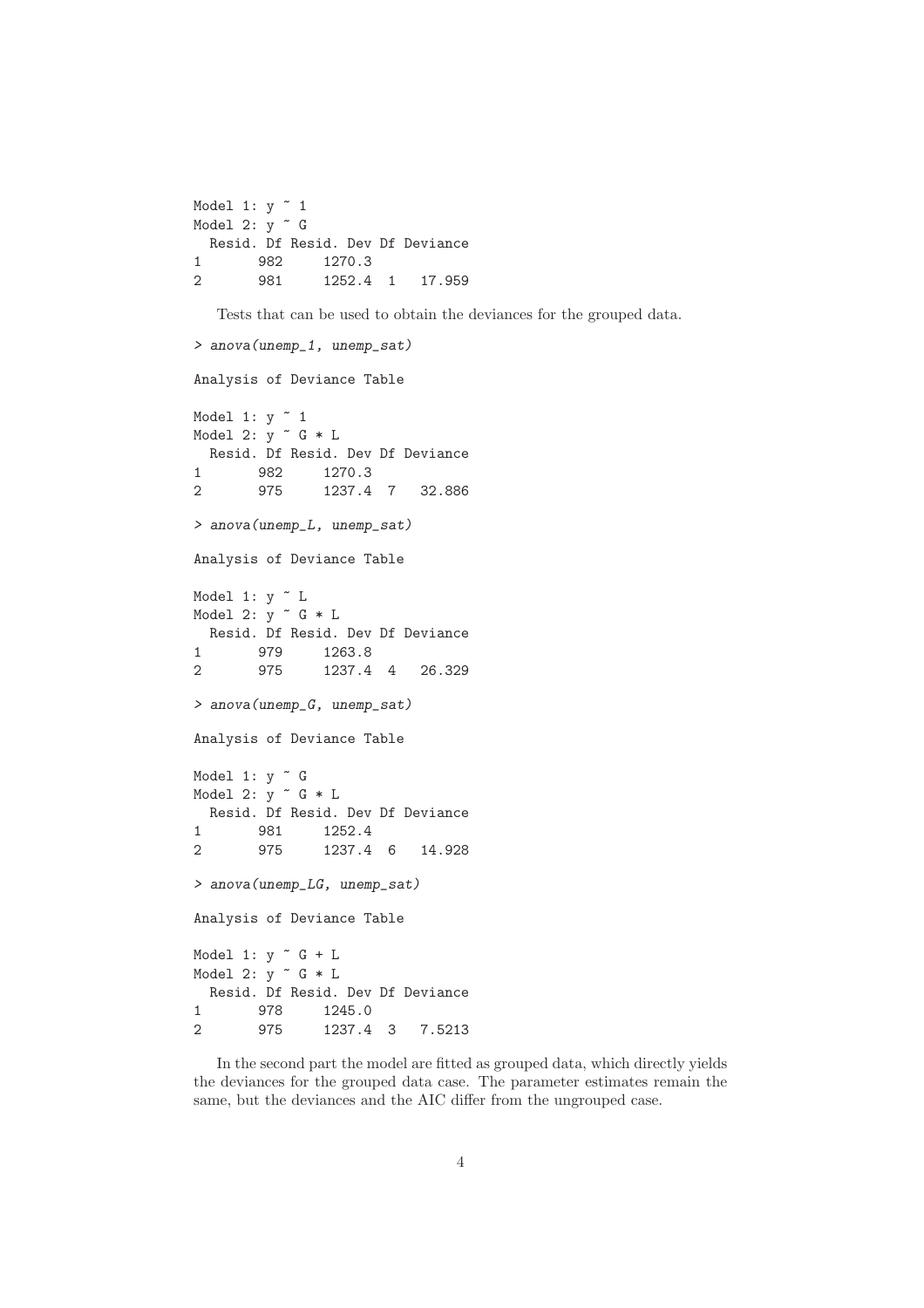```
Model 1: y ~ 1
Model 2: y ~ G
  Resid. Df Resid. Dev Df Deviance
1       982     1270.3
2       981     1252.4  1   17.959
```

Tests that can be used to obtain the deviances for the grouped data.

```
> anova(unemp_1, unemp_sat)

Analysis of Deviance Table

Model 1: y ~ 1
Model 2: y ~ G * L
  Resid. Df Resid. Dev Df Deviance
1       982     1270.3
2       975     1237.4  7   32.886

> anova(unemp_L, unemp_sat)

Analysis of Deviance Table

Model 1: y ~ L
Model 2: y ~ G * L
  Resid. Df Resid. Dev Df Deviance
1       979     1263.8
2       975     1237.4  4   26.329

> anova(unemp_G, unemp_sat)

Analysis of Deviance Table

Model 1: y ~ G
Model 2: y ~ G * L
  Resid. Df Resid. Dev Df Deviance
1       981     1252.4
2       975     1237.4  6   14.928

> anova(unemp_LG, unemp_sat)

Analysis of Deviance Table

Model 1: y ~ G + L
Model 2: y ~ G * L
  Resid. Df Resid. Dev Df Deviance
1       978     1245.0
2       975     1237.4  3   7.5213
```

In the second part the model are fitted as grouped data, which directly yields the deviances for the grouped data case. The parameter estimates remain the same, but the deviances and the AIC differ from the ungrouped case.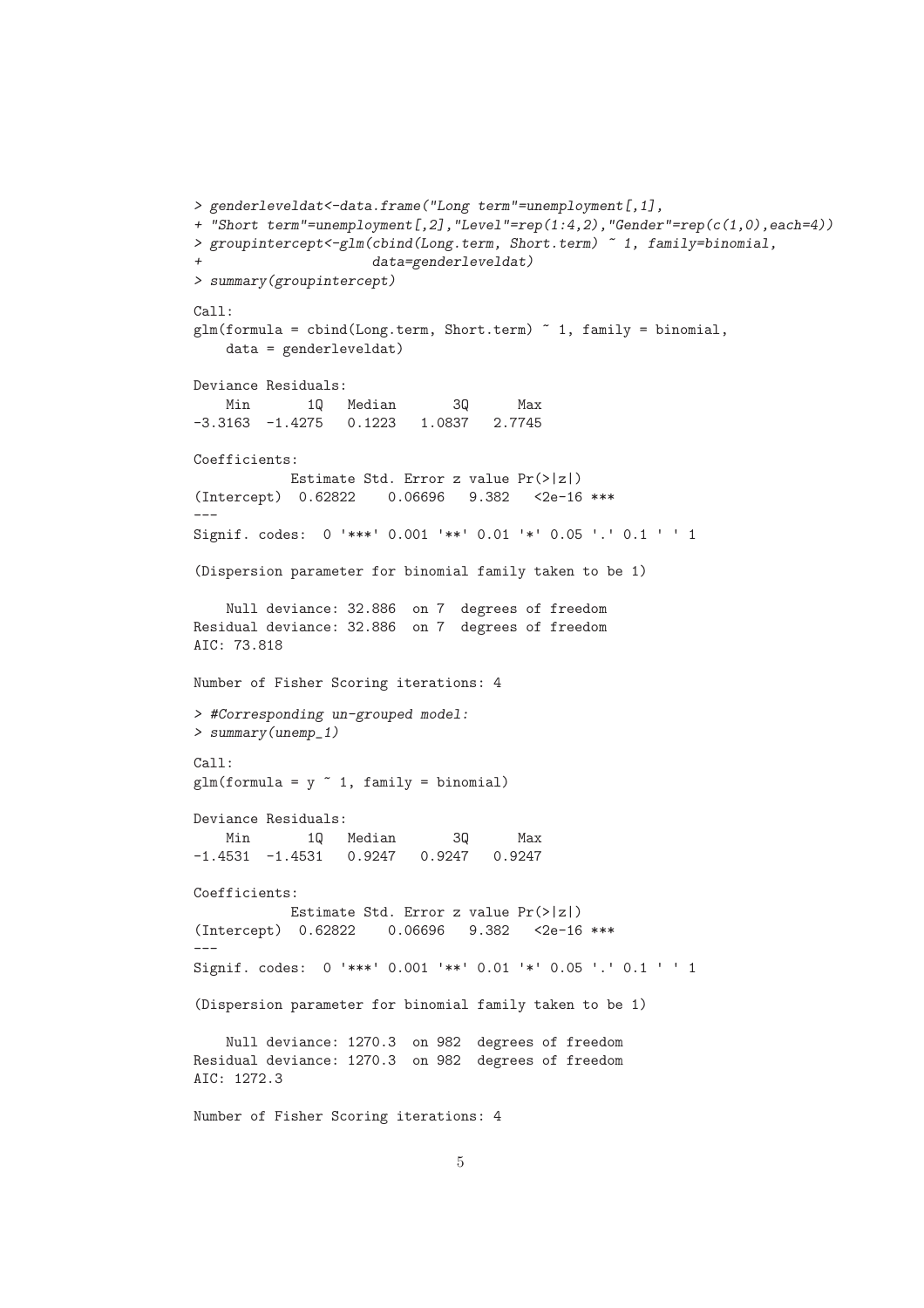```
> genderleveldat<-data.frame("Long term"=unemployment[,1],
+ "Short term"=unemployment[,2],"Level"=rep(1:4,2),"Gender"=rep(c(1,0),each=4))
> groupintercept<-glm(cbind(Long.term, Short.term) ~ 1, family=binomial,
+                     data=genderleveldat)
> summary(groupintercept)

Call:
glm(formula = cbind(Long.term, Short.term) ~ 1, family = binomial,
    data = genderleveldat)

Deviance Residuals:
    Min       1Q   Median       3Q      Max
-3.3163  -1.4275   0.1223   1.0837   2.7745

Coefficients:
            Estimate Std. Error z value Pr(>|z|)
(Intercept)  0.62822    0.06696   9.382   <2e-16 ***
---
Signif. codes:  0 '***' 0.001 '**' 0.01 '*' 0.05 '.' 0.1 ' ' 1

(Dispersion parameter for binomial family taken to be 1)

    Null deviance: 32.886  on 7  degrees of freedom
Residual deviance: 32.886  on 7  degrees of freedom
AIC: 73.818

Number of Fisher Scoring iterations: 4

> #Corresponding un-grouped model:
> summary(unemp_1)

Call:
glm(formula = y ~ 1, family = binomial)

Deviance Residuals:
    Min       1Q   Median       3Q      Max
-1.4531  -1.4531   0.9247   0.9247   0.9247

Coefficients:
            Estimate Std. Error z value Pr(>|z|)
(Intercept)  0.62822    0.06696   9.382   <2e-16 ***
---
Signif. codes:  0 '***' 0.001 '**' 0.01 '*' 0.05 '.' 0.1 ' ' 1

(Dispersion parameter for binomial family taken to be 1)

    Null deviance: 1270.3  on 982  degrees of freedom
Residual deviance: 1270.3  on 982  degrees of freedom
AIC: 1272.3

Number of Fisher Scoring iterations: 4
```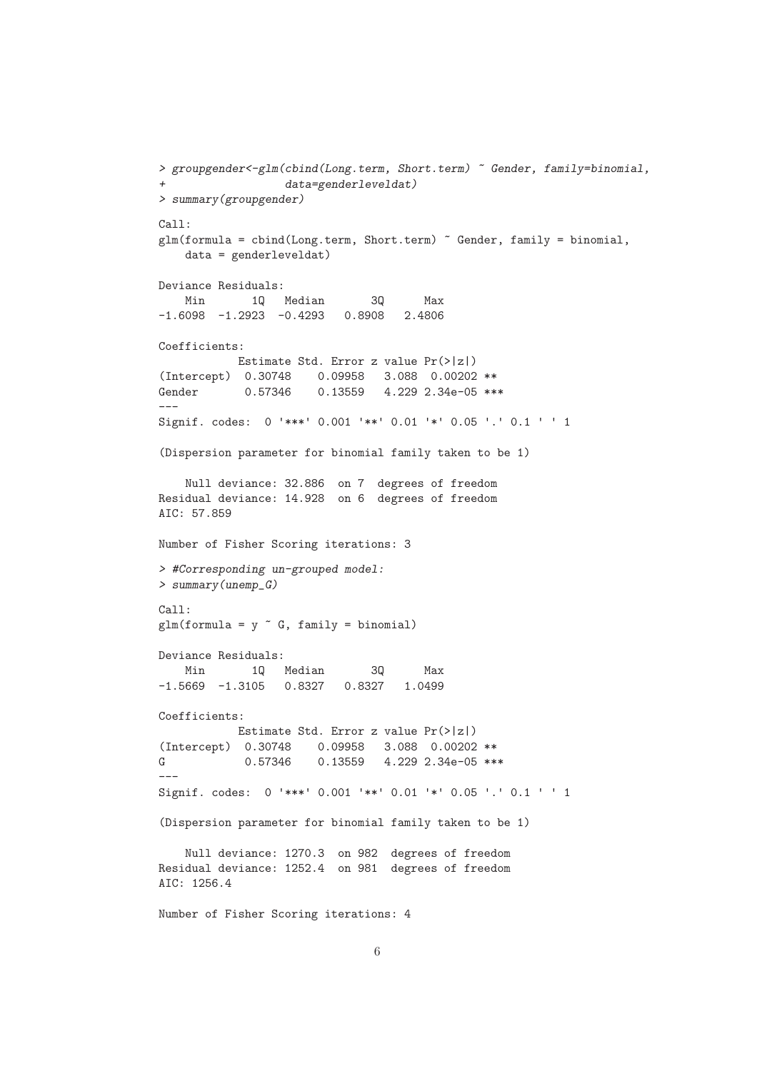```
> groupgender<-glm(cbind(Long.term, Short.term) ~ Gender, family=binomial,
+                  data=genderleveldat)
> summary(groupgender)

Call:
glm(formula = cbind(Long.term, Short.term) ~ Gender, family = binomial,
    data = genderleveldat)

Deviance Residuals:
    Min       1Q   Median       3Q      Max
-1.6098  -1.2923  -0.4293   0.8908   2.4806

Coefficients:
            Estimate Std. Error z value Pr(>|z|)
(Intercept)  0.30748    0.09958   3.088  0.00202 **
Gender       0.57346    0.13559   4.229 2.34e-05 ***
---
Signif. codes:  0 '***' 0.001 '**' 0.01 '*' 0.05 '.' 0.1 ' ' 1

(Dispersion parameter for binomial family taken to be 1)

    Null deviance: 32.886  on 7  degrees of freedom
Residual deviance: 14.928  on 6  degrees of freedom
AIC: 57.859

Number of Fisher Scoring iterations: 3

> #Corresponding un-grouped model:
> summary(unemp_G)

Call:
glm(formula = y ~ G, family = binomial)

Deviance Residuals:
    Min       1Q   Median       3Q      Max
-1.5669  -1.3105   0.8327   0.8327   1.0499

Coefficients:
            Estimate Std. Error z value Pr(>|z|)
(Intercept)  0.30748    0.09958   3.088  0.00202 **
G            0.57346    0.13559   4.229 2.34e-05 ***
---
Signif. codes:  0 '***' 0.001 '**' 0.01 '*' 0.05 '.' 0.1 ' ' 1

(Dispersion parameter for binomial family taken to be 1)

    Null deviance: 1270.3  on 982  degrees of freedom
Residual deviance: 1252.4  on 981  degrees of freedom
AIC: 1256.4

Number of Fisher Scoring iterations: 4
```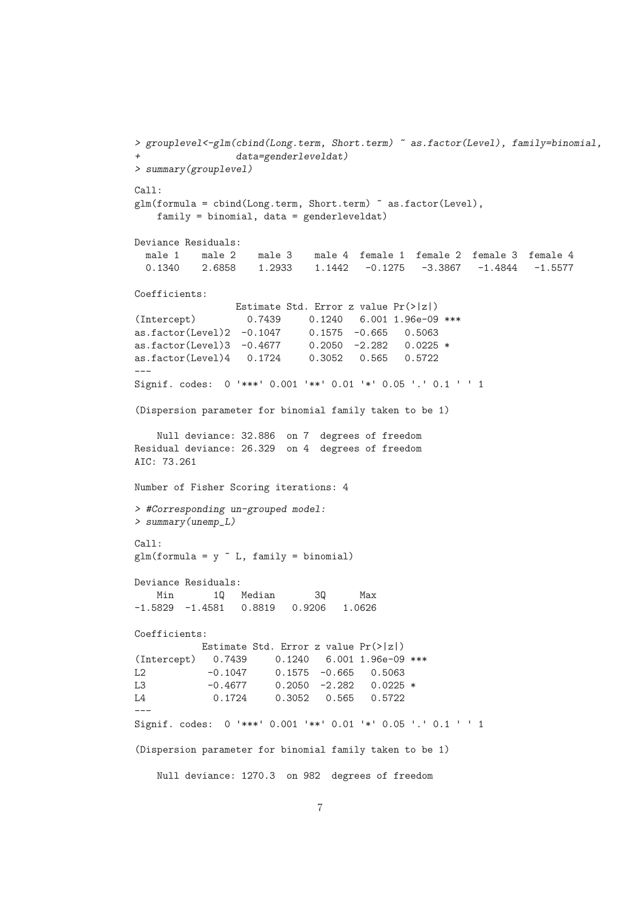```
> grouplevel<-glm(cbind(Long.term, Short.term) ~ as.factor(Level), family=binomial,
+                 data=genderleveldat)
> summary(grouplevel)

Call:
glm(formula = cbind(Long.term, Short.term) ~ as.factor(Level),
    family = binomial, data = genderleveldat)

Deviance Residuals:
  male 1    male 2    male 3    male 4  female 1  female 2  female 3  female 4
  0.1340    2.6858    1.2933    1.1442   -0.1275   -3.3867   -1.4844   -1.5577

Coefficients:
                  Estimate Std. Error z value Pr(>|z|)
(Intercept)         0.7439     0.1240   6.001 1.96e-09 ***
as.factor(Level)2  -0.1047     0.1575  -0.665   0.5063
as.factor(Level)3  -0.4677     0.2050  -2.282   0.0225 *
as.factor(Level)4   0.1724     0.3052   0.565   0.5722
---
Signif. codes:  0 '***' 0.001 '**' 0.01 '*' 0.05 '.' 0.1 ' ' 1

(Dispersion parameter for binomial family taken to be 1)

    Null deviance: 32.886  on 7  degrees of freedom
Residual deviance: 26.329  on 4  degrees of freedom
AIC: 73.261

Number of Fisher Scoring iterations: 4

> #Corresponding un-grouped model:
> summary(unemp_L)

Call:
glm(formula = y ~ L, family = binomial)

Deviance Residuals:
    Min       1Q   Median       3Q      Max
-1.5829  -1.4581   0.8819   0.9206   1.0626

Coefficients:
            Estimate Std. Error z value Pr(>|z|)
(Intercept)   0.7439     0.1240   6.001 1.96e-09 ***
L2           -0.1047     0.1575  -0.665   0.5063
L3           -0.4677     0.2050  -2.282   0.0225 *
L4            0.1724     0.3052   0.565   0.5722
---
Signif. codes:  0 '***' 0.001 '**' 0.01 '*' 0.05 '.' 0.1 ' ' 1

(Dispersion parameter for binomial family taken to be 1)

    Null deviance: 1270.3  on 982  degrees of freedom
```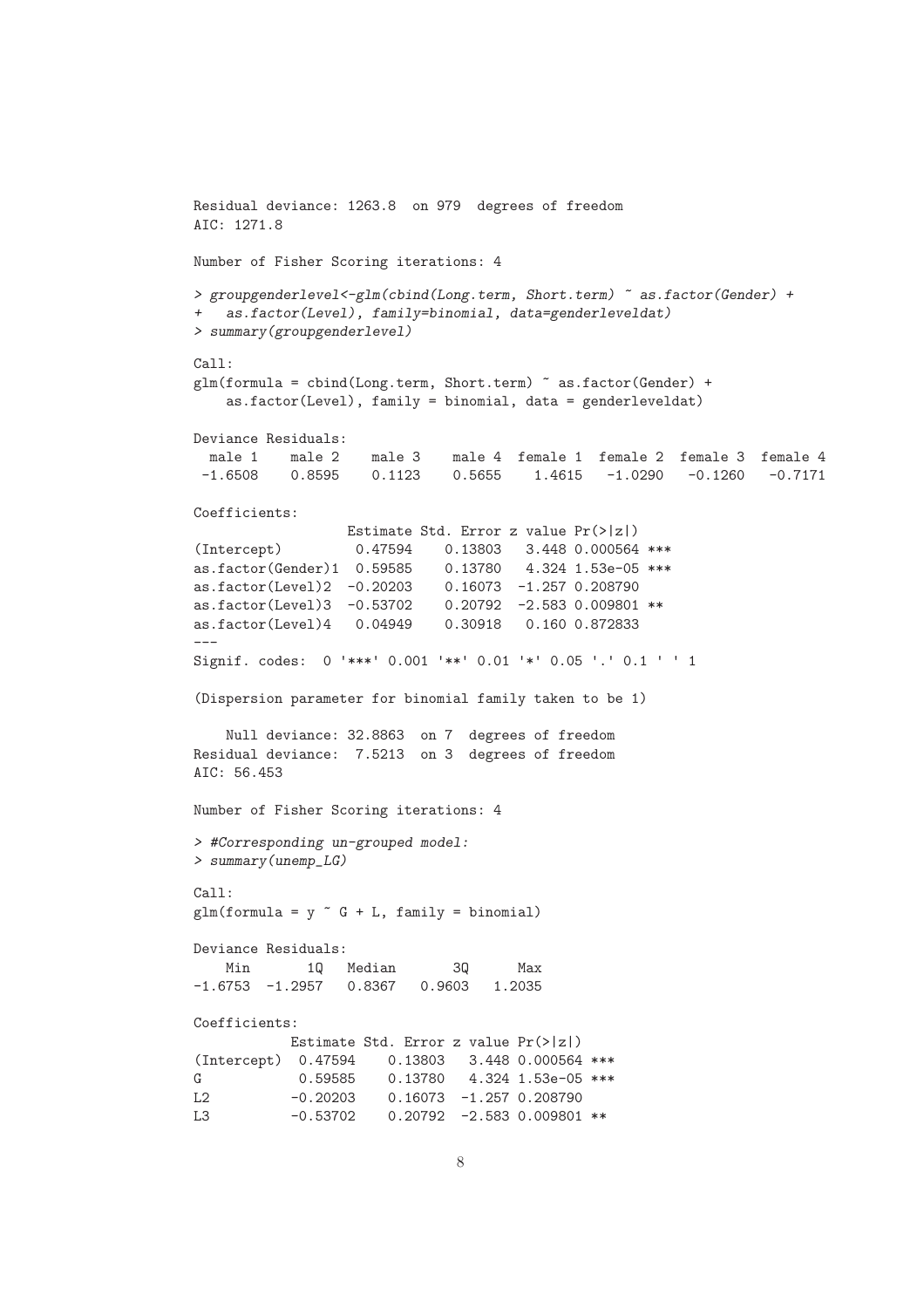```
Residual deviance: 1263.8  on 979  degrees of freedom
AIC: 1271.8

Number of Fisher Scoring iterations: 4

> groupgenderlevel<-glm(cbind(Long.term, Short.term) ~ as.factor(Gender) +
+   as.factor(Level), family=binomial, data=genderleveldat)
> summary(groupgenderlevel)

Call:
glm(formula = cbind(Long.term, Short.term) ~ as.factor(Gender) +
    as.factor(Level), family = binomial, data = genderleveldat)

Deviance Residuals:
  male 1    male 2    male 3    male 4  female 1  female 2  female 3  female 4
 -1.6508    0.8595    0.1123    0.5655    1.4615   -1.0290   -0.1260   -0.7171

Coefficients:
                   Estimate Std. Error z value Pr(>|z|)
(Intercept)         0.47594    0.13803   3.448 0.000564 ***
as.factor(Gender)1  0.59585    0.13780   4.324 1.53e-05 ***
as.factor(Level)2  -0.20203    0.16073  -1.257 0.208790
as.factor(Level)3  -0.53702    0.20792  -2.583 0.009801 **
as.factor(Level)4   0.04949    0.30918   0.160 0.872833
---
Signif. codes:  0 '***' 0.001 '**' 0.01 '*' 0.05 '.' 0.1 ' ' 1

(Dispersion parameter for binomial family taken to be 1)

    Null deviance: 32.8863  on 7  degrees of freedom
Residual deviance:  7.5213  on 3  degrees of freedom
AIC: 56.453

Number of Fisher Scoring iterations: 4

> #Corresponding un-grouped model:
> summary(unemp_LG)

Call:
glm(formula = y ~ G + L, family = binomial)

Deviance Residuals:
    Min       1Q   Median       3Q      Max
-1.6753  -1.2957   0.8367   0.9603   1.2035

Coefficients:
            Estimate Std. Error z value Pr(>|z|)
(Intercept)  0.47594    0.13803   3.448 0.000564 ***
G            0.59585    0.13780   4.324 1.53e-05 ***
L2          -0.20203    0.16073  -1.257 0.208790
L3          -0.53702    0.20792  -2.583 0.009801 **
```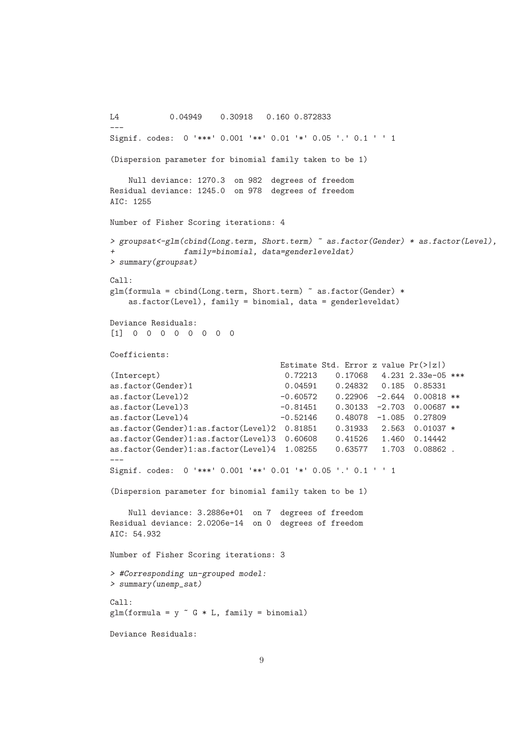```
L4           0.04949    0.30918   0.160 0.872833
---
Signif. codes:  0 '***' 0.001 '**' 0.01 '*' 0.05 '.' 0.1 ' ' 1

(Dispersion parameter for binomial family taken to be 1)

    Null deviance: 1270.3  on 982  degrees of freedom
Residual deviance: 1245.0  on 978  degrees of freedom
AIC: 1255

Number of Fisher Scoring iterations: 4

> groupsat<-glm(cbind(Long.term, Short.term) ~ as.factor(Gender) * as.factor(Level),
+               family=binomial, data=genderleveldat)
> summary(groupsat)

Call:
glm(formula = cbind(Long.term, Short.term) ~ as.factor(Gender) *
    as.factor(Level), family = binomial, data = genderleveldat)

Deviance Residuals:
[1]  0  0  0  0  0  0  0  0

Coefficients:
                                    Estimate Std. Error z value Pr(>|z|)
(Intercept)                          0.72213    0.17068   4.231 2.33e-05 ***
as.factor(Gender)1                   0.04591    0.24832   0.185  0.85331
as.factor(Level)2                   -0.60572    0.22906  -2.644  0.00818 **
as.factor(Level)3                   -0.81451    0.30133  -2.703  0.00687 **
as.factor(Level)4                   -0.52146    0.48078  -1.085  0.27809
as.factor(Gender)1:as.factor(Level)2  0.81851    0.31933   2.563  0.01037 *
as.factor(Gender)1:as.factor(Level)3  0.60608    0.41526   1.460  0.14442
as.factor(Gender)1:as.factor(Level)4  1.08255    0.63577   1.703  0.08862 .
---
Signif. codes:  0 '***' 0.001 '**' 0.01 '*' 0.05 '.' 0.1 ' ' 1

(Dispersion parameter for binomial family taken to be 1)

    Null deviance: 3.2886e+01  on 7  degrees of freedom
Residual deviance: 2.0206e-14  on 0  degrees of freedom
AIC: 54.932

Number of Fisher Scoring iterations: 3

> #Corresponding un-grouped model:
> summary(unemp_sat)

Call:
glm(formula = y ~ G * L, family = binomial)

Deviance Residuals:
```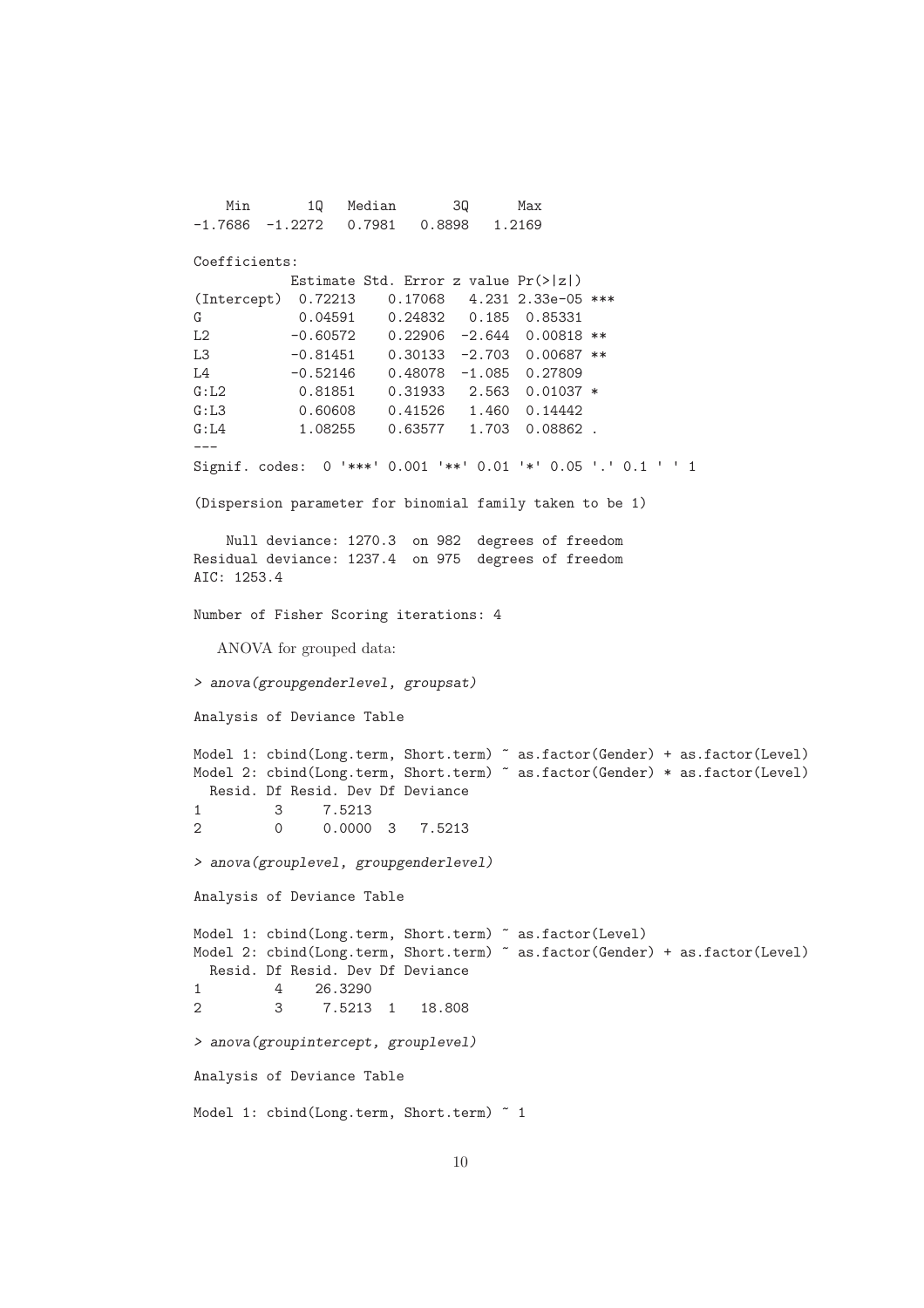```
    Min       1Q   Median       3Q      Max
-1.7686  -1.2272   0.7981   0.8898   1.2169

Coefficients:
            Estimate Std. Error z value Pr(>|z|)
(Intercept)  0.72213    0.17068   4.231 2.33e-05 ***
G            0.04591    0.24832   0.185  0.85331
L2          -0.60572    0.22906  -2.644  0.00818 **
L3          -0.81451    0.30133  -2.703  0.00687 **
L4          -0.52146    0.48078  -1.085  0.27809
G:L2         0.81851    0.31933   2.563  0.01037 *
G:L3         0.60608    0.41526   1.460  0.14442
G:L4         1.08255    0.63577   1.703  0.08862 .
---
Signif. codes:  0 '***' 0.001 '**' 0.01 '*' 0.05 '.' 0.1 ' ' 1

(Dispersion parameter for binomial family taken to be 1)

    Null deviance: 1270.3  on 982  degrees of freedom
Residual deviance: 1237.4  on 975  degrees of freedom
AIC: 1253.4

Number of Fisher Scoring iterations: 4
```

ANOVA for grouped data:

```
> anova(groupgenderlevel, groupsat)

Analysis of Deviance Table

Model 1: cbind(Long.term, Short.term) ~ as.factor(Gender) + as.factor(Level)
Model 2: cbind(Long.term, Short.term) ~ as.factor(Gender) * as.factor(Level)
  Resid. Df Resid. Dev Df Deviance
1         3     7.5213
2         0     0.0000  3   7.5213

> anova(grouplevel, groupgenderlevel)

Analysis of Deviance Table

Model 1: cbind(Long.term, Short.term) ~ as.factor(Level)
Model 2: cbind(Long.term, Short.term) ~ as.factor(Gender) + as.factor(Level)
  Resid. Df Resid. Dev Df Deviance
1         4    26.3290
2         3     7.5213  1   18.808

> anova(groupintercept, grouplevel)

Analysis of Deviance Table

Model 1: cbind(Long.term, Short.term) ~ 1
```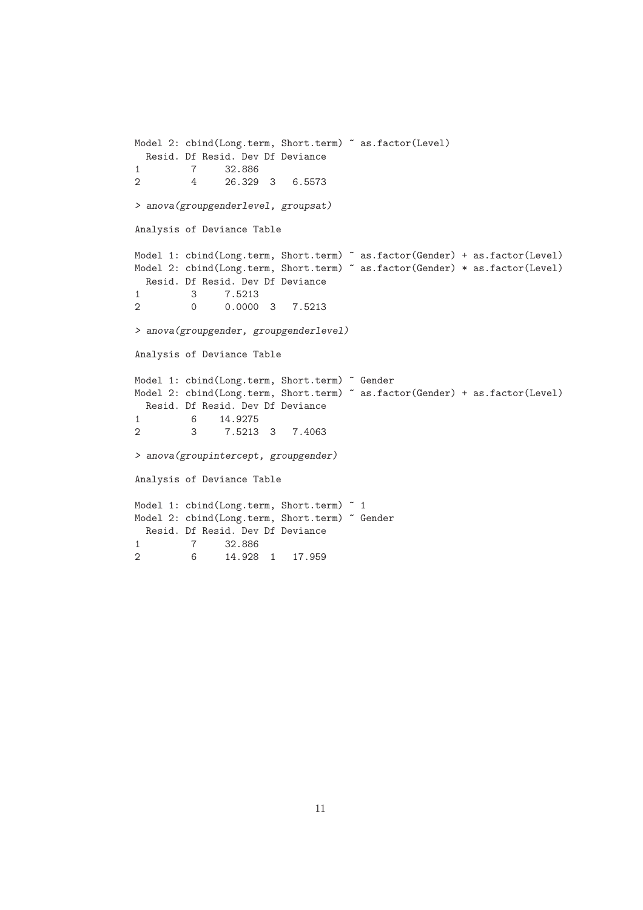```
Model 2: cbind(Long.term, Short.term) ~ as.factor(Level)
  Resid. Df Resid. Dev Df Deviance
1         7     32.886
2         4     26.329  3   6.5573

> anova(groupgenderlevel, groupsat)

Analysis of Deviance Table

Model 1: cbind(Long.term, Short.term) ~ as.factor(Gender) + as.factor(Level)
Model 2: cbind(Long.term, Short.term) ~ as.factor(Gender) * as.factor(Level)
  Resid. Df Resid. Dev Df Deviance
1         3     7.5213
2         0     0.0000  3   7.5213

> anova(groupgender, groupgenderlevel)

Analysis of Deviance Table

Model 1: cbind(Long.term, Short.term) ~ Gender
Model 2: cbind(Long.term, Short.term) ~ as.factor(Gender) + as.factor(Level)
  Resid. Df Resid. Dev Df Deviance
1         6    14.9275
2         3     7.5213  3   7.4063

> anova(groupintercept, groupgender)

Analysis of Deviance Table

Model 1: cbind(Long.term, Short.term) ~ 1
Model 2: cbind(Long.term, Short.term) ~ Gender
  Resid. Df Resid. Dev Df Deviance
1         7     32.886
2         6     14.928  1   17.959
```